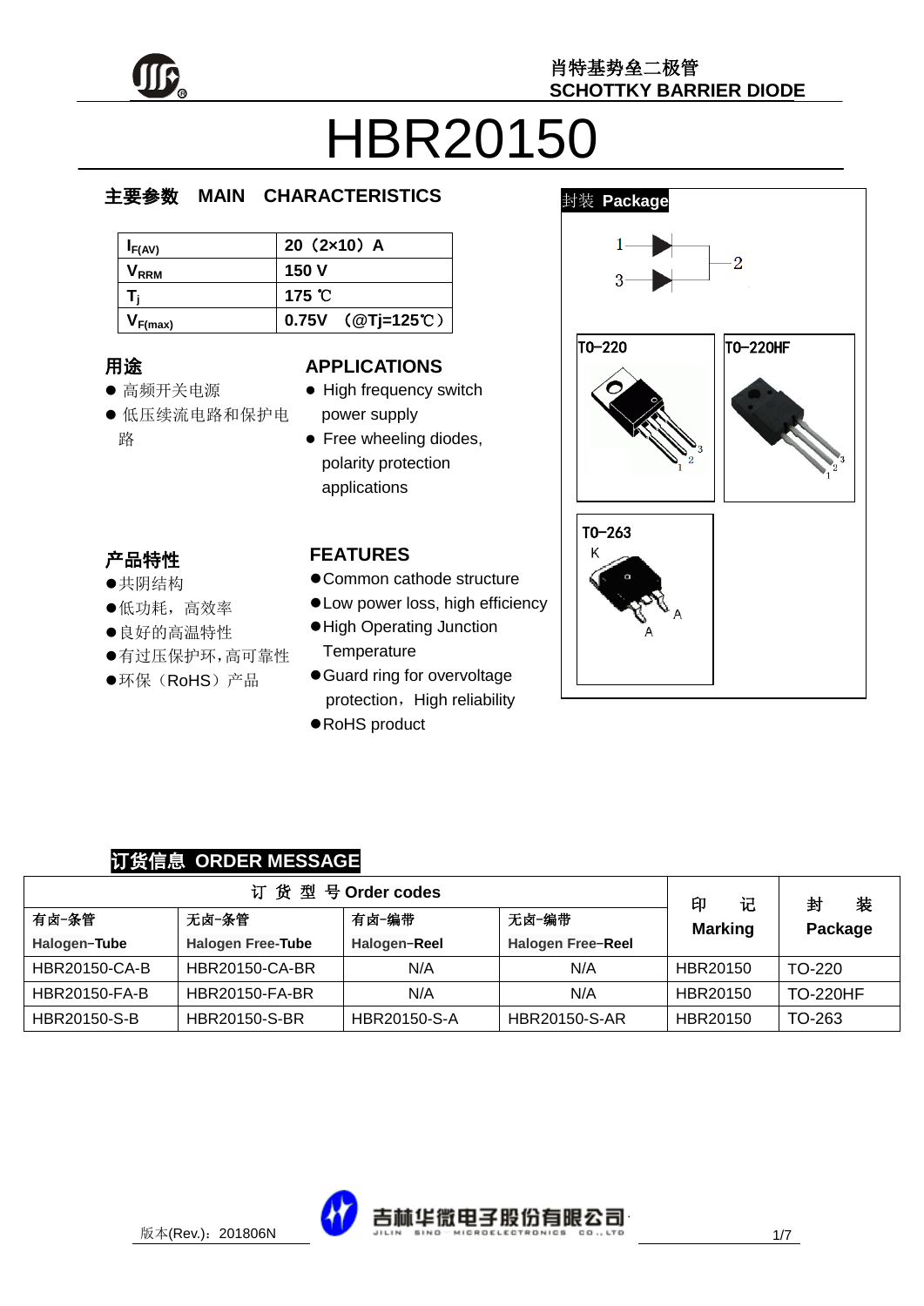肖特基势垒二极管
SCHOTTKY BARRIER DIODE

# HBR20150

## 主要参数 MAIN CHARACTERISTICS

| | |
|---|---|
| $I_{F(AV)}$ | 20（2×10）A |
| $V_{RRM}$ | 150 V |
| $T_j$ | 175 ℃ |
| $V_{F(max)}$ | 0.75V （@Tj=125℃） |

## 封装 Package

TO-220 | TO-220HF | TO-263

## 用途

- 高频开关电源
- 低压续流电路和保护电路

## APPLICATIONS

- High frequency switch power supply
- Free wheeling diodes, polarity protection applications

## 产品特性

- 共阴结构
- 低功耗，高效率
- 良好的高温特性
- 有过压保护环，高可靠性
- 环保（RoHS）产品

## FEATURES

- Common cathode structure
- Low power loss, high efficiency
- High Operating Junction Temperature
- Guard ring for overvoltage protection，High reliability
- RoHS product

## 订货信息 ORDER MESSAGE

| 订 货 型 号 Order codes | | | | 印 记 Marking | 封 装 Package |
|---|---|---|---|---|---|
| 有卤-条管 Halogen-Tube | 无卤-条管 Halogen Free-Tube | 有卤-编带 Halogen-Reel | 无卤-编带 Halogen Free-Reel | | |
| HBR20150-CA-B | HBR20150-CA-BR | N/A | N/A | HBR20150 | TO-220 |
| HBR20150-FA-B | HBR20150-FA-BR | N/A | N/A | HBR20150 | TO-220HF |
| HBR20150-S-B | HBR20150-S-BR | HBR20150-S-A | HBR20150-S-AR | HBR20150 | TO-263 |

版本(Rev.)：201806N

吉林华微电子股份有限公司 JILIN SINO MICROELECTRONICS CO.,LTD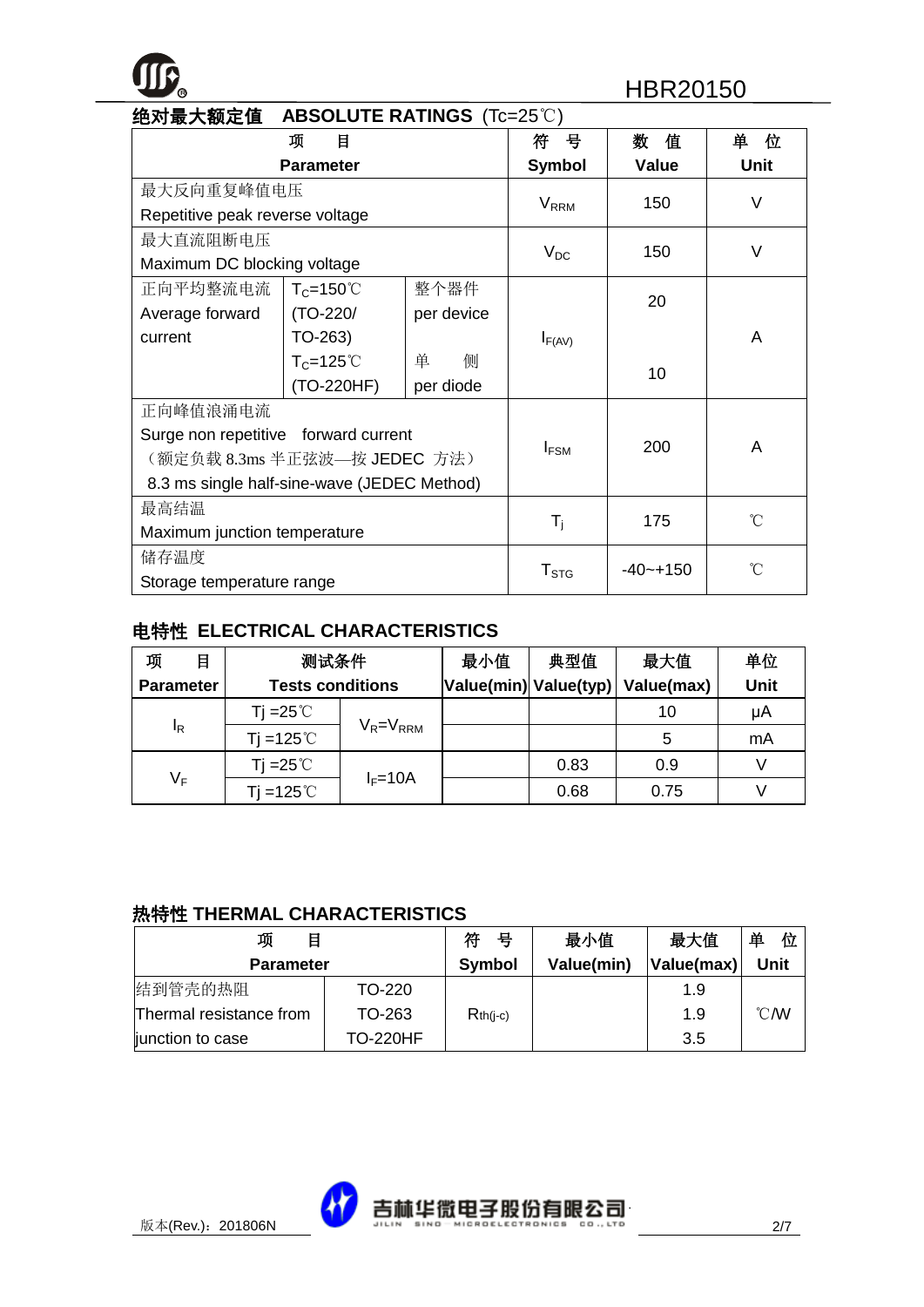## 绝对最大额定值 ABSOLUTE RATINGS (Tc=25℃)

| 项 目 Parameter | | | 符 号 Symbol | 数 值 Value | 单 位 Unit |
|---|---|---|---|---|---|
| 最大反向重复峰值电压 Repetitive peak reverse voltage | | | $V_{RRM}$ | 150 | V |
| 最大直流阻断电压 Maximum DC blocking voltage | | | $V_{DC}$ | 150 | V |
| 正向平均整流电流 Average forward current | $T_C$=150℃ (TO-220/ TO-263) | 整个器件 per device | $I_{F(AV)}$ | 20 | A |
| | $T_C$=125℃ (TO-220HF) | 单 侧 per diode | | 10 | |
| 正向峰值浪涌电流 Surge non repetitive forward current （额定负载 8.3ms 半正弦波—按 JEDEC 方法） 8.3 ms single half-sine-wave (JEDEC Method) | | | $I_{FSM}$ | 200 | A |
| 最高结温 Maximum junction temperature | | | $T_j$ | 175 | ℃ |
| 储存温度 Storage temperature range | | | $T_{STG}$ | -40~+150 | ℃ |

## 电特性 ELECTRICAL CHARACTERISTICS

| 项 目 Parameter | 测试条件 Tests conditions | | 最小值 Value(min) | 典型值 Value(typ) | 最大值 Value(max) | 单位 Unit |
|---|---|---|---|---|---|---|
| $I_R$ | Tj =25℃ | $V_R$=$V_{RRM}$ | | | 10 | μA |
| | Tj =125℃ | | | | 5 | mA |
| $V_F$ | Tj =25℃ | $I_F$=10A | | 0.83 | 0.9 | V |
| | Tj =125℃ | | | 0.68 | 0.75 | V |

## 热特性 THERMAL CHARACTERISTICS

| 项 目 Parameter | | 符 号 Symbol | 最小值 Value(min) | 最大值 Value(max) | 单 位 Unit |
|---|---|---|---|---|---|
| 结到管壳的热阻 Thermal resistance from junction to case | TO-220 | $R_{th(j-c)}$ | | 1.9 | ℃/W |
| | TO-263 | | | 1.9 | |
| | TO-220HF | | | 3.5 | |

版本(Rev.)：201806N

吉林华微电子股份有限公司 JILIN SINO MICROELECTRONICS CO., LTD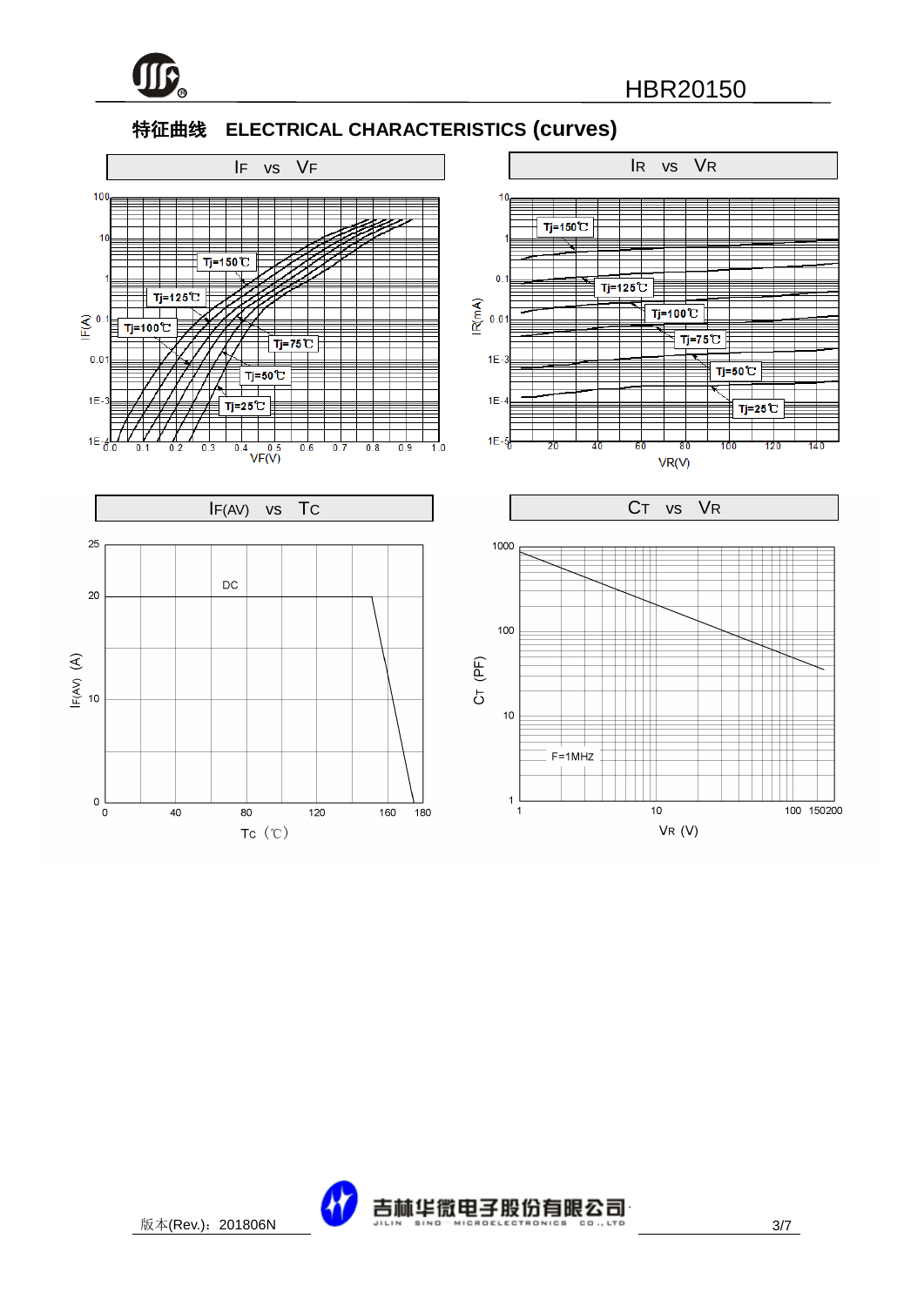## 特征曲线　ELECTRICAL CHARACTERISTICS (curves)

$I_F$ vs $V_F$

$I_R$ vs $V_R$

$I_{F(AV)}$ vs $T_C$

$C_T$ vs $V_R$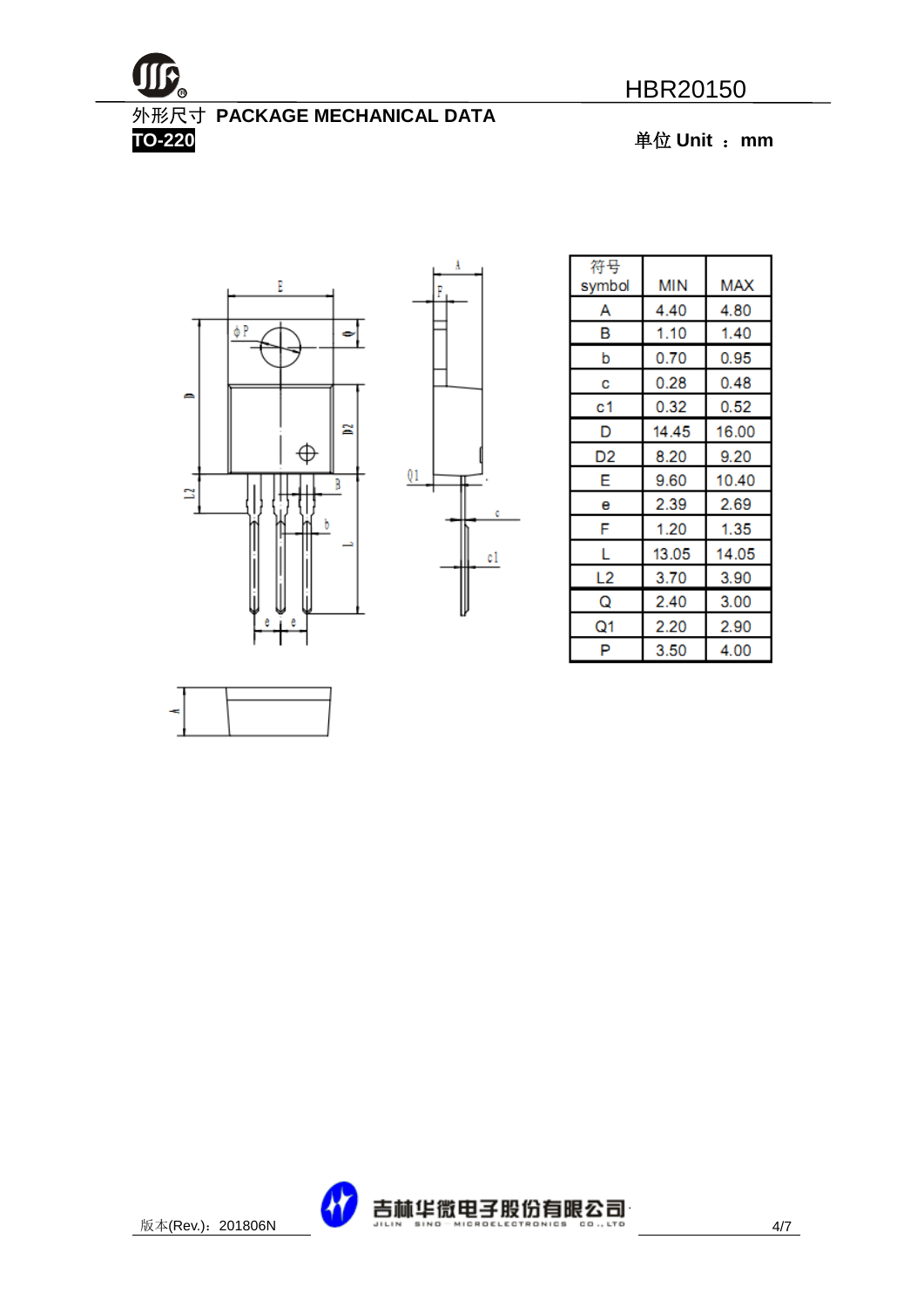## 外形尺寸 PACKAGE MECHANICAL DATA

**TO-220**

**单位 Unit ：mm**

| 符号 symbol | MIN | MAX |
|---|---|---|
| A | 4.40 | 4.80 |
| B | 1.10 | 1.40 |
| b | 0.70 | 0.95 |
| c | 0.28 | 0.48 |
| c1 | 0.32 | 0.52 |
| D | 14.45 | 16.00 |
| D2 | 8.20 | 9.20 |
| E | 9.60 | 10.40 |
| e | 2.39 | 2.69 |
| F | 1.20 | 1.35 |
| L | 13.05 | 14.05 |
| L2 | 3.70 | 3.90 |
| Q | 2.40 | 3.00 |
| Q1 | 2.20 | 2.90 |
| P | 3.50 | 4.00 |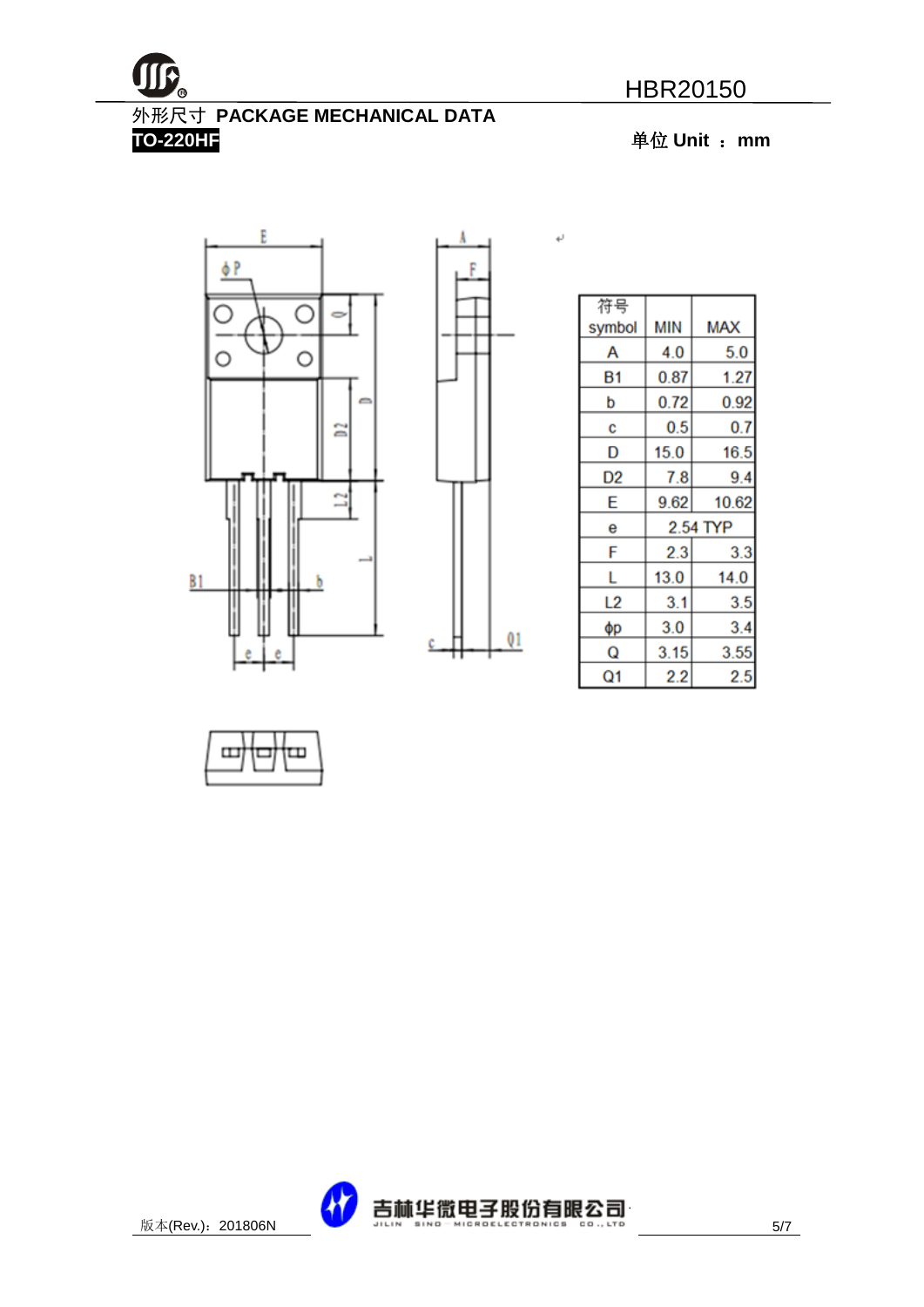## 外形尺寸 PACKAGE MECHANICAL DATA

**TO-220HF**

**单位 Unit ： mm**

| 符号 symbol | MIN | MAX |
|---|---|---|
| A | 4.0 | 5.0 |
| B1 | 0.87 | 1.27 |
| b | 0.72 | 0.92 |
| c | 0.5 | 0.7 |
| D | 15.0 | 16.5 |
| D2 | 7.8 | 9.4 |
| E | 9.62 | 10.62 |
| e | 2.54 TYP | |
| F | 2.3 | 3.3 |
| L | 13.0 | 14.0 |
| L2 | 3.1 | 3.5 |
| ϕp | 3.0 | 3.4 |
| Q | 3.15 | 3.55 |
| Q1 | 2.2 | 2.5 |

版本(Rev.)：201806N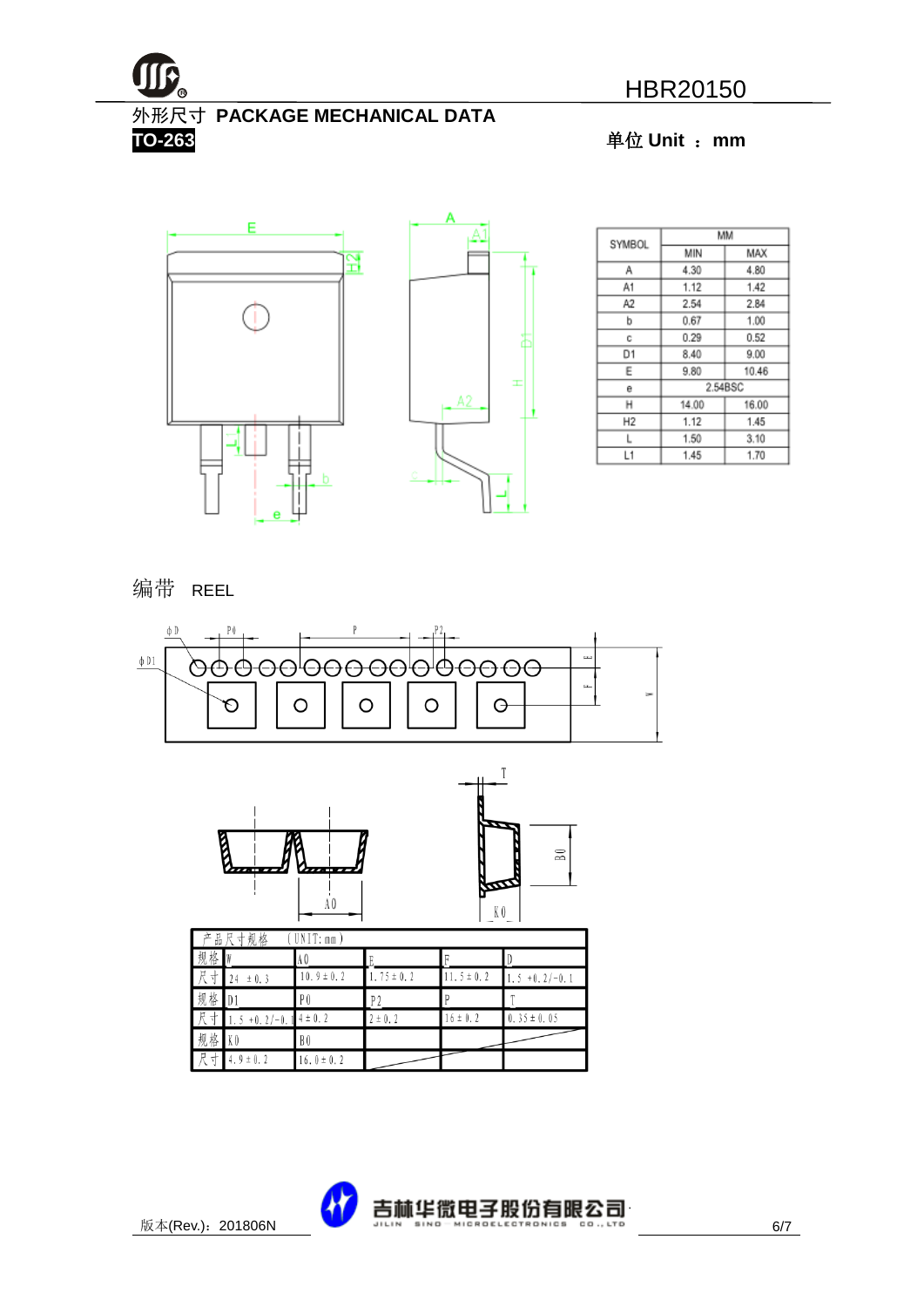# 外形尺寸 PACKAGE MECHANICAL DATA

**TO-263**

单位 Unit ： mm

| SYMBOL | MM | |
|---|---|---|
| | MIN | MAX |
| A | 4.30 | 4.80 |
| A1 | 1.12 | 1.42 |
| A2 | 2.54 | 2.84 |
| b | 0.67 | 1.00 |
| c | 0.29 | 0.52 |
| D1 | 8.40 | 9.00 |
| E | 9.80 | 10.46 |
| e | 2.54BSC | |
| H | 14.00 | 16.00 |
| H2 | 1.12 | 1.45 |
| L | 1.50 | 3.10 |
| L1 | 1.45 | 1.70 |

## 编带 REEL

| 产品尺寸规格 (UNIT: mm) | | | | | |
|---|---|---|---|---|---|
| 规格 | W | A0 | E | F | D |
| 尺寸 | 24 ±0.3 | 10.9±0.2 | 1.75±0.2 | 11.5±0.2 | 1.5 +0.2/-0.1 |
| 规格 | D1 | P0 | P2 | P | T |
| 尺寸 | 1.5 +0.2/-0.1 | 4±0.2 | 2±0.2 | 16±0.2 | 0.35±0.05 |
| 规格 | K0 | B0 | | | |
| 尺寸 | 4.9±0.2 | 16.0±0.2 | | | |

版本(Rev.)：201806N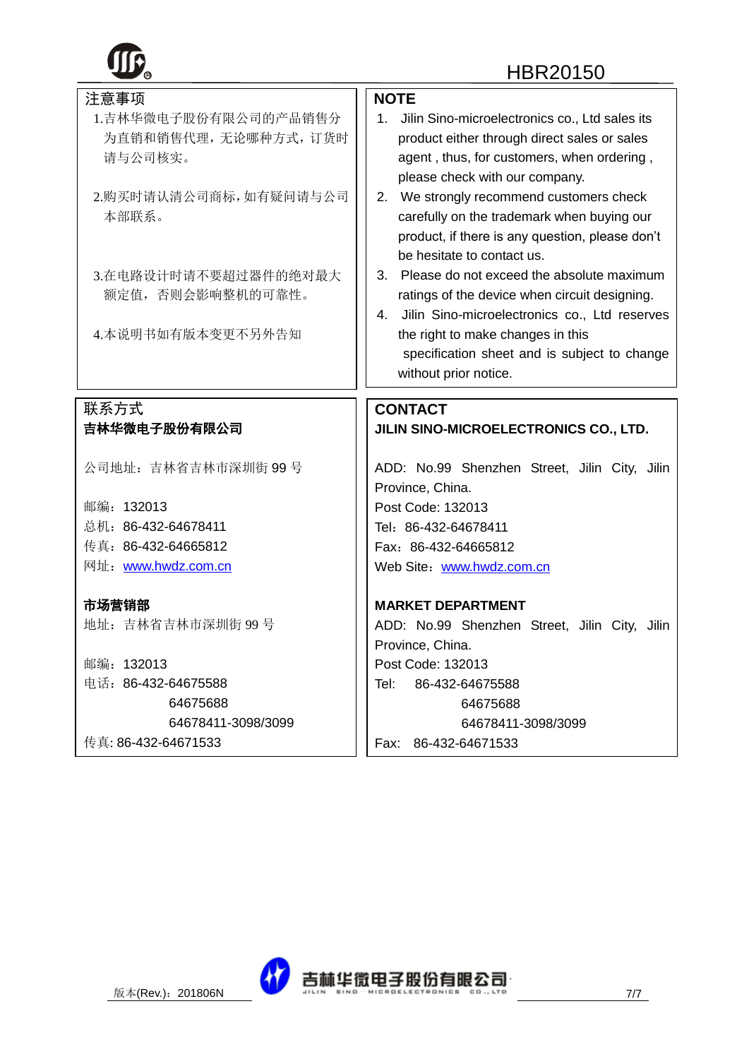## 注意事项

1.吉林华微电子股份有限公司的产品销售分为直销和销售代理，无论哪种方式，订货时请与公司核实。

2.购买时请认清公司商标，如有疑问请与公司本部联系。

3.在电路设计时请不要超过器件的绝对最大额定值，否则会影响整机的可靠性。

4.本说明书如有版本变更不另外告知

## NOTE

1. Jilin Sino-microelectronics co., Ltd sales its product either through direct sales or sales agent , thus, for customers, when ordering , please check with our company.
2. We strongly recommend customers check carefully on the trademark when buying our product, if there is any question, please don't be hesitate to contact us.
3. Please do not exceed the absolute maximum ratings of the device when circuit designing.
4. Jilin Sino-microelectronics co., Ltd reserves the right to make changes in this specification sheet and is subject to change without prior notice.

## 联系方式

**吉林华微电子股份有限公司**

公司地址：吉林省吉林市深圳街 99 号

邮编：132013
总机：86-432-64678411
传真：86-432-64665812
网址：www.hwdz.com.cn

**市场营销部**

地址：吉林省吉林市深圳街 99 号

邮编：132013
电话：86-432-64675588
64675688
64678411-3098/3099
传真: 86-432-64671533

## CONTACT

**JILIN SINO-MICROELECTRONICS CO., LTD.**

ADD: No.99 Shenzhen Street, Jilin City, Jilin Province, China.
Post Code: 132013
Tel：86-432-64678411
Fax：86-432-64665812
Web Site：www.hwdz.com.cn

**MARKET DEPARTMENT**

ADD: No.99 Shenzhen Street, Jilin City, Jilin Province, China.
Post Code: 132013
Tel: 86-432-64675588
64675688
64678411-3098/3099
Fax: 86-432-64671533

版本(Rev.)：201806N